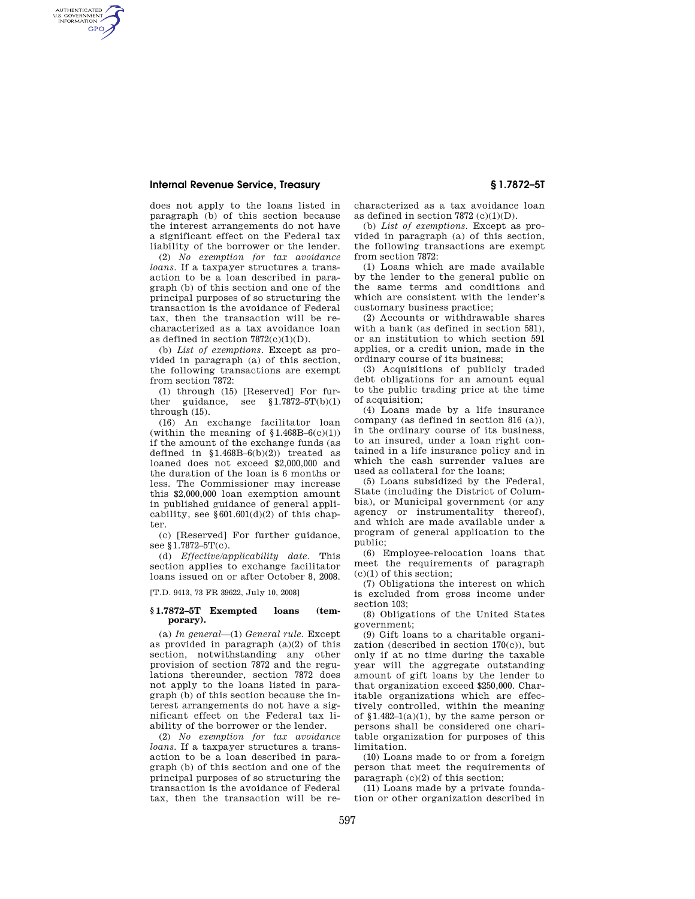does not apply to the loans listed in paragraph (b) of this section because the interest arrangements do not have a significant effect on the Federal tax liability of the borrower or the lender.

(2) *No exemption for tax avoidance loans.* If a taxpayer structures a transaction to be a loan described in paragraph (b) of this section and one of the principal purposes of so structuring the transaction is the avoidance of Federal tax, then the transaction will be recharacterized as a tax avoidance loan as defined in section 7872(c)(1)(D).

(b) *List of exemptions.* Except as provided in paragraph (a) of this section, the following transactions are exempt from section 7872:

(1) through (15) [Reserved] For further guidance, see §1.7872–5T(b)(1) through (15).

(16) An exchange facilitator loan (within the meaning of §1.468B–6(c)(1)) if the amount of the exchange funds (as defined in §1.468B–6(b)(2)) treated as loaned does not exceed $2,000,000 and the duration of the loan is 6 months or less. The Commissioner may increase this $2,000,000 loan exemption amount in published guidance of general applicability, see §601.601(d)(2) of this chapter.

(c) [Reserved] For further guidance, see §1.7872–5T(c).

(d) *Effective/applicability date.* This section applies to exchange facilitator loans issued on or after October 8, 2008.

[T.D. 9413, 73 FR 39622, July 10, 2008]

### § 1.7872–5T Exempted loans (temporary).

(a) *In general*—(1) *General rule.* Except as provided in paragraph (a)(2) of this section, notwithstanding any other provision of section 7872 and the regulations thereunder, section 7872 does not apply to the loans listed in paragraph (b) of this section because the interest arrangements do not have a significant effect on the Federal tax liability of the borrower or the lender.

(2) *No exemption for tax avoidance loans.* If a taxpayer structures a transaction to be a loan described in paragraph (b) of this section and one of the principal purposes of so structuring the transaction is the avoidance of Federal tax, then the transaction will be recharacterized as a tax avoidance loan as defined in section 7872 (c)(1)(D).

(b) *List of exemptions.* Except as provided in paragraph (a) of this section, the following transactions are exempt from section 7872:

(1) Loans which are made available by the lender to the general public on the same terms and conditions and which are consistent with the lender's customary business practice;

(2) Accounts or withdrawable shares with a bank (as defined in section 581), or an institution to which section 591 applies, or a credit union, made in the ordinary course of its business;

(3) Acquisitions of publicly traded debt obligations for an amount equal to the public trading price at the time of acquisition;

(4) Loans made by a life insurance company (as defined in section 816 (a)), in the ordinary course of its business, to an insured, under a loan right contained in a life insurance policy and in which the cash surrender values are used as collateral for the loans;

(5) Loans subsidized by the Federal, State (including the District of Columbia), or Municipal government (or any agency or instrumentality thereof), and which are made available under a program of general application to the public;

(6) Employee-relocation loans that meet the requirements of paragraph (c)(1) of this section;

(7) Obligations the interest on which is excluded from gross income under section 103;

(8) Obligations of the United States government;

(9) Gift loans to a charitable organization (described in section 170(c)), but only if at no time during the taxable year will the aggregate outstanding amount of gift loans by the lender to that organization exceed $250,000. Charitable organizations which are effectively controlled, within the meaning of §1.482–1(a)(1), by the same person or persons shall be considered one charitable organization for purposes of this limitation.

(10) Loans made to or from a foreign person that meet the requirements of paragraph (c)(2) of this section;

(11) Loans made by a private foundation or other organization described in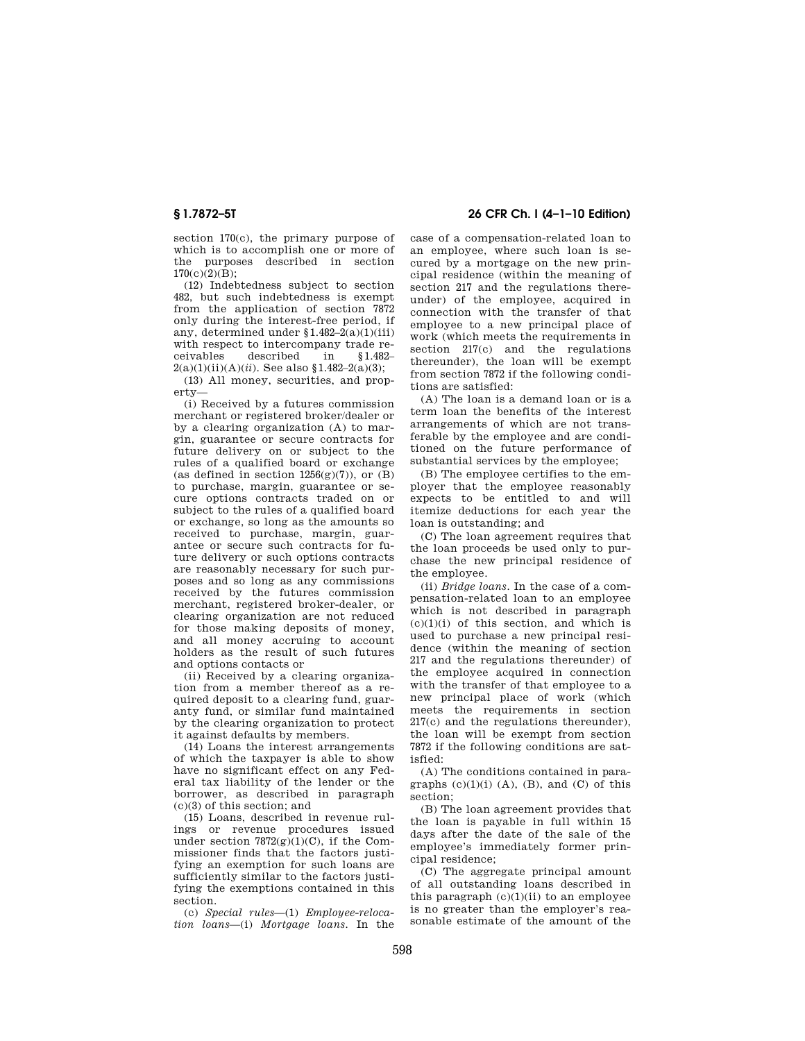section 170(c), the primary purpose of which is to accomplish one or more of the purposes described in section 170(c)(2)(B);

(12) Indebtedness subject to section 482, but such indebtedness is exempt from the application of section 7872 only during the interest-free period, if any, determined under §1.482–2(a)(1)(iii) with respect to intercompany trade receivables described in §1.482–2(a)(1)(ii)(A)(*ii*). See also §1.482–2(a)(3);

(13) All money, securities, and property—

(i) Received by a futures commission merchant or registered broker/dealer or by a clearing organization (A) to margin, guarantee or secure contracts for future delivery on or subject to the rules of a qualified board or exchange (as defined in section 1256(g)(7)), or (B) to purchase, margin, guarantee or secure options contracts traded on or subject to the rules of a qualified board or exchange, so long as the amounts so received to purchase, margin, guarantee or secure such contracts for future delivery or such options contracts are reasonably necessary for such purposes and so long as any commissions received by the futures commission merchant, registered broker-dealer, or clearing organization are not reduced for those making deposits of money, and all money accruing to account holders as the result of such futures and options contacts or

(ii) Received by a clearing organization from a member thereof as a required deposit to a clearing fund, guaranty fund, or similar fund maintained by the clearing organization to protect it against defaults by members.

(14) Loans the interest arrangements of which the taxpayer is able to show have no significant effect on any Federal tax liability of the lender or the borrower, as described in paragraph (c)(3) of this section; and

(15) Loans, described in revenue rulings or revenue procedures issued under section 7872(g)(1)(C), if the Commissioner finds that the factors justifying an exemption for such loans are sufficiently similar to the factors justifying the exemptions contained in this section.

(c) *Special rules*—(1) *Employee-relocation loans*—(i) *Mortgage loans*. In the case of a compensation-related loan to an employee, where such loan is secured by a mortgage on the new principal residence (within the meaning of section 217 and the regulations thereunder) of the employee, acquired in connection with the transfer of that employee to a new principal place of work (which meets the requirements in section 217(c) and the regulations thereunder), the loan will be exempt from section 7872 if the following conditions are satisfied:

(A) The loan is a demand loan or is a term loan the benefits of the interest arrangements of which are not transferable by the employee and are conditioned on the future performance of substantial services by the employee;

(B) The employee certifies to the employer that the employee reasonably expects to be entitled to and will itemize deductions for each year the loan is outstanding; and

(C) The loan agreement requires that the loan proceeds be used only to purchase the new principal residence of the employee.

(ii) *Bridge loans*. In the case of a compensation-related loan to an employee which is not described in paragraph (c)(1)(i) of this section, and which is used to purchase a new principal residence (within the meaning of section 217 and the regulations thereunder) of the employee acquired in connection with the transfer of that employee to a new principal place of work (which meets the requirements in section 217(c) and the regulations thereunder), the loan will be exempt from section 7872 if the following conditions are satisfied:

(A) The conditions contained in paragraphs (c)(1)(i) (A), (B), and (C) of this section;

(B) The loan agreement provides that the loan is payable in full within 15 days after the date of the sale of the employee's immediately former principal residence;

(C) The aggregate principal amount of all outstanding loans described in this paragraph (c)(1)(ii) to an employee is no greater than the employer's reasonable estimate of the amount of the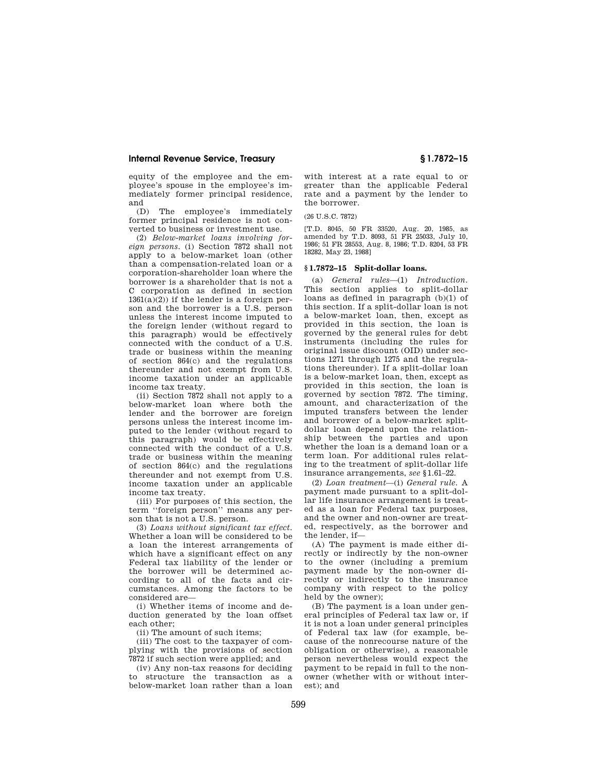equity of the employee and the employee's spouse in the employee's immediately former principal residence, and

(D) The employee's immediately former principal residence is not converted to business or investment use.

(2) *Below-market loans involving foreign persons.* (i) Section 7872 shall not apply to a below-market loan (other than a compensation-related loan or a corporation-shareholder loan where the borrower is a shareholder that is not a C corporation as defined in section 1361(a)(2)) if the lender is a foreign person and the borrower is a U.S. person unless the interest income imputed to the foreign lender (without regard to this paragraph) would be effectively connected with the conduct of a U.S. trade or business within the meaning of section 864(c) and the regulations thereunder and not exempt from U.S. income taxation under an applicable income tax treaty.

(ii) Section 7872 shall not apply to a below-market loan where both the lender and the borrower are foreign persons unless the interest income imputed to the lender (without regard to this paragraph) would be effectively connected with the conduct of a U.S. trade or business within the meaning of section 864(c) and the regulations thereunder and not exempt from U.S. income taxation under an applicable income tax treaty.

(iii) For purposes of this section, the term ''foreign person'' means any person that is not a U.S. person.

(3) *Loans without significant tax effect.* Whether a loan will be considered to be a loan the interest arrangements of which have a significant effect on any Federal tax liability of the lender or the borrower will be determined according to all of the facts and circumstances. Among the factors to be considered are—

(i) Whether items of income and deduction generated by the loan offset each other;

(ii) The amount of such items;

(iii) The cost to the taxpayer of complying with the provisions of section 7872 if such section were applied; and

(iv) Any non-tax reasons for deciding to structure the transaction as a below-market loan rather than a loan with interest at a rate equal to or greater than the applicable Federal rate and a payment by the lender to the borrower.

(26 U.S.C. 7872)

[T.D. 8045, 50 FR 33520, Aug. 20, 1985, as amended by T.D. 8093, 51 FR 25033, July 10, 1986; 51 FR 28553, Aug. 8, 1986; T.D. 8204, 53 FR 18282, May 23, 1988]

## § 1.7872–15 Split-dollar loans.

(a) *General rules*—(1) *Introduction.* This section applies to split-dollar loans as defined in paragraph (b)(1) of this section. If a split-dollar loan is not a below-market loan, then, except as provided in this section, the loan is governed by the general rules for debt instruments (including the rules for original issue discount (OID) under sections 1271 through 1275 and the regulations thereunder). If a split-dollar loan is a below-market loan, then, except as provided in this section, the loan is governed by section 7872. The timing, amount, and characterization of the imputed transfers between the lender and borrower of a below-market split-dollar loan depend upon the relationship between the parties and upon whether the loan is a demand loan or a term loan. For additional rules relating to the treatment of split-dollar life insurance arrangements, *see* §1.61–22.

(2) *Loan treatment*—(i) *General rule.* A payment made pursuant to a split-dollar life insurance arrangement is treated as a loan for Federal tax purposes, and the owner and non-owner are treated, respectively, as the borrower and the lender, if—

(A) The payment is made either directly or indirectly by the non-owner to the owner (including a premium payment made by the non-owner directly or indirectly to the insurance company with respect to the policy held by the owner);

(B) The payment is a loan under general principles of Federal tax law or, if it is not a loan under general principles of Federal tax law (for example, because of the nonrecourse nature of the obligation or otherwise), a reasonable person nevertheless would expect the payment to be repaid in full to the non-owner (whether with or without interest); and